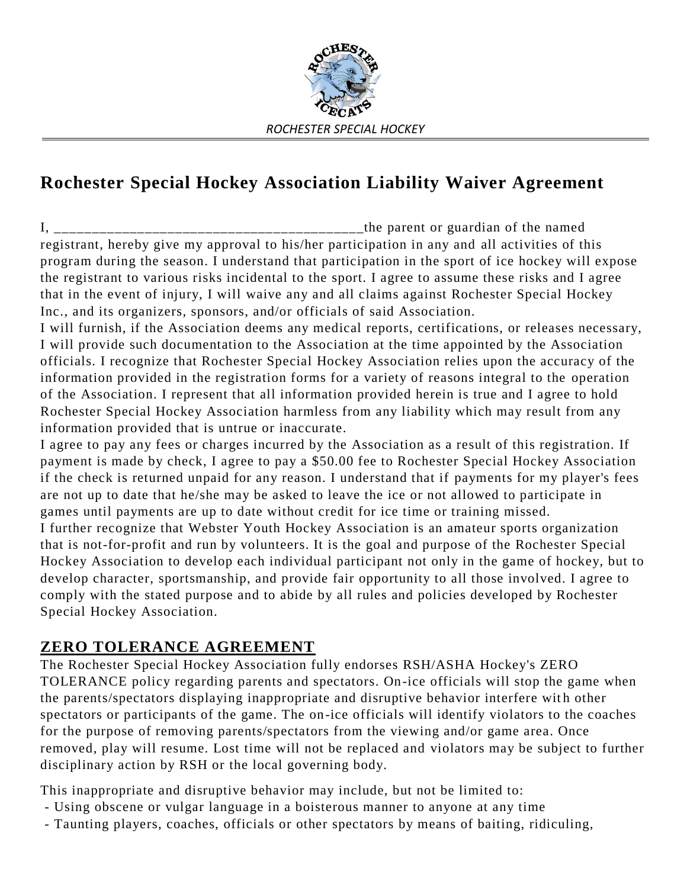ROCHESTER SPECIAL HOCKEY

# Rochester Special Hockey Association Liability Waiver Agreement

I, ________________________________________the parent or guardian of the named registrant, hereby give my approval to his/her participation in any and all activities of this program during the season. I understand that participation in the sport of ice hockey will expose the registrant to various risks incidental to the sport. I agree to assume these risks and I agree that in the event of injury, I will waive any and all claims against Rochester Special Hockey Inc., and its organizers, sponsors, and/or officials of said Association.

I will furnish, if the Association deems any medical reports, certifications, or releases necessary, I will provide such documentation to the Association at the time appointed by the Association officials. I recognize that Rochester Special Hockey Association relies upon the accuracy of the information provided in the registration forms for a variety of reasons integral to the operation of the Association. I represent that all information provided herein is true and I agree to hold Rochester Special Hockey Association harmless from any liability which may result from any information provided that is untrue or inaccurate.

I agree to pay any fees or charges incurred by the Association as a result of this registration. If payment is made by check, I agree to pay a $50.00 fee to Rochester Special Hockey Association if the check is returned unpaid for any reason. I understand that if payments for my player's fees are not up to date that he/she may be asked to leave the ice or not allowed to participate in games until payments are up to date without credit for ice time or training missed.

I further recognize that Webster Youth Hockey Association is an amateur sports organization that is not-for-profit and run by volunteers. It is the goal and purpose of the Rochester Special Hockey Association to develop each individual participant not only in the game of hockey, but to develop character, sportsmanship, and provide fair opportunity to all those involved. I agree to comply with the stated purpose and to abide by all rules and policies developed by Rochester Special Hockey Association.

## ZERO TOLERANCE AGREEMENT

The Rochester Special Hockey Association fully endorses RSH/ASHA Hockey's ZERO TOLERANCE policy regarding parents and spectators. On-ice officials will stop the game when the parents/spectators displaying inappropriate and disruptive behavior interfere with other spectators or participants of the game. The on-ice officials will identify violators to the coaches for the purpose of removing parents/spectators from the viewing and/or game area. Once removed, play will resume. Lost time will not be replaced and violators may be subject to further disciplinary action by RSH or the local governing body.

This inappropriate and disruptive behavior may include, but not be limited to:

- Using obscene or vulgar language in a boisterous manner to anyone at any time
- Taunting players, coaches, officials or other spectators by means of baiting, ridiculing,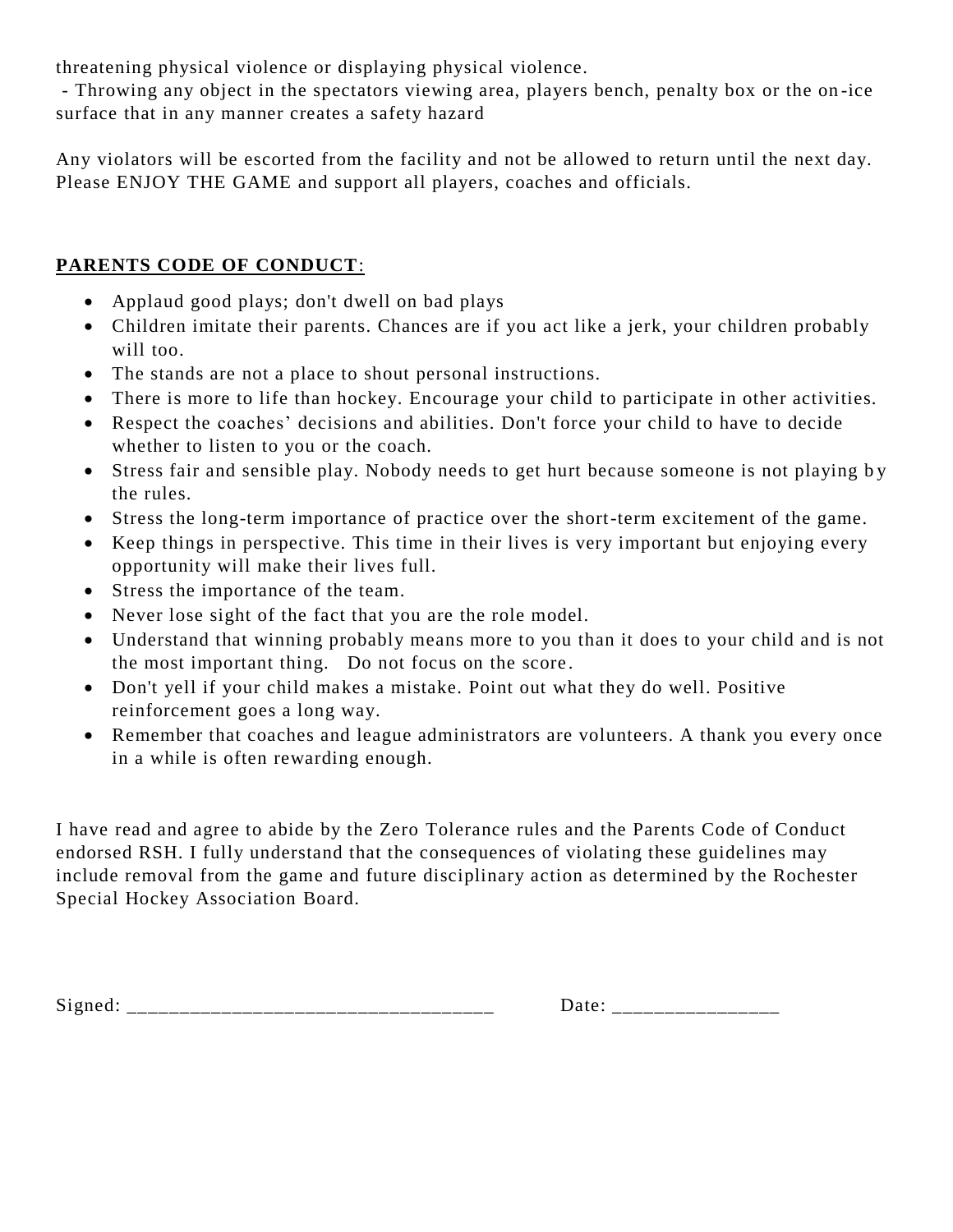threatening physical violence or displaying physical violence.

- Throwing any object in the spectators viewing area, players bench, penalty box or the on-ice surface that in any manner creates a safety hazard

Any violators will be escorted from the facility and not be allowed to return until the next day. Please ENJOY THE GAME and support all players, coaches and officials.

**PARENTS CODE OF CONDUCT**:

- Applaud good plays; don't dwell on bad plays
- Children imitate their parents. Chances are if you act like a jerk, your children probably will too.
- The stands are not a place to shout personal instructions.
- There is more to life than hockey. Encourage your child to participate in other activities.
- Respect the coaches' decisions and abilities. Don't force your child to have to decide whether to listen to you or the coach.
- Stress fair and sensible play. Nobody needs to get hurt because someone is not playing by the rules.
- Stress the long-term importance of practice over the short-term excitement of the game.
- Keep things in perspective. This time in their lives is very important but enjoying every opportunity will make their lives full.
- Stress the importance of the team.
- Never lose sight of the fact that you are the role model.
- Understand that winning probably means more to you than it does to your child and is not the most important thing. Do not focus on the score.
- Don't yell if your child makes a mistake. Point out what they do well. Positive reinforcement goes a long way.
- Remember that coaches and league administrators are volunteers. A thank you every once in a while is often rewarding enough.

I have read and agree to abide by the Zero Tolerance rules and the Parents Code of Conduct endorsed RSH. I fully understand that the consequences of violating these guidelines may include removal from the game and future disciplinary action as determined by the Rochester Special Hockey Association Board.

Signed: ___________________________________ Date: ________________